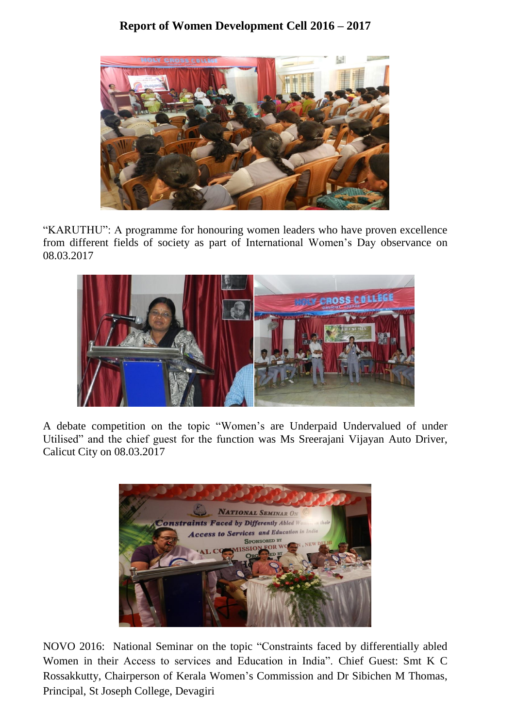# Report of Women Development Cell 2016 – 2017

"KARUTHU": A programme for honouring women leaders who have proven excellence from different fields of society as part of International Women's Day observance on 08.03.2017

A debate competition on the topic "Women's are Underpaid Undervalued of under Utilised" and the chief guest for the function was Ms Sreerajani Vijayan Auto Driver, Calicut City on 08.03.2017

NOVO 2016: National Seminar on the topic "Constraints faced by differentially abled Women in their Access to services and Education in India". Chief Guest: Smt K C Rossakkutty, Chairperson of Kerala Women's Commission and Dr Sibichen M Thomas, Principal, St Joseph College, Devagiri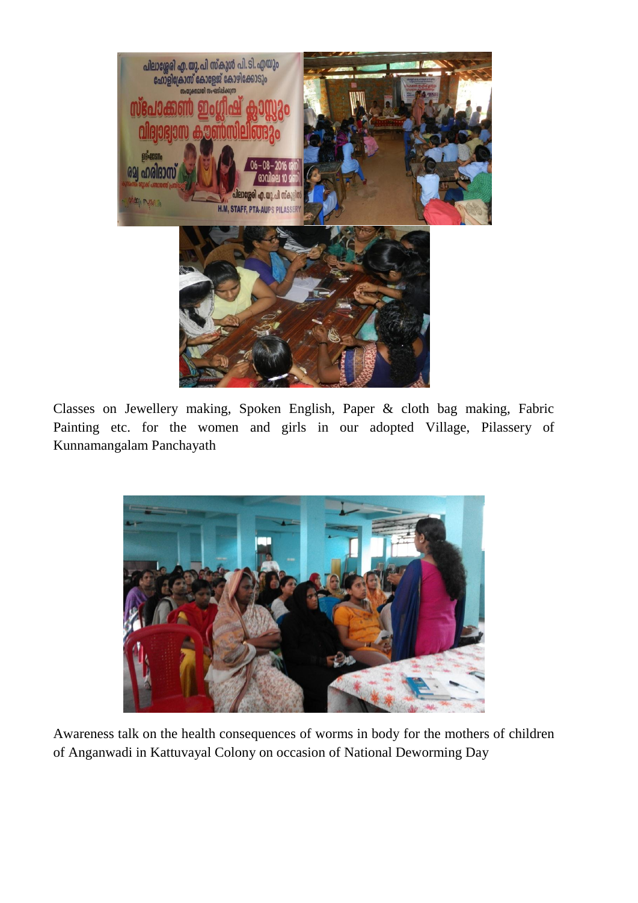Classes on Jewellery making, Spoken English, Paper & cloth bag making, Fabric Painting etc. for the women and girls in our adopted Village, Pilassery of Kunnamangalam Panchayath

Awareness talk on the health consequences of worms in body for the mothers of children of Anganwadi in Kattuvayal Colony on occasion of National Deworming Day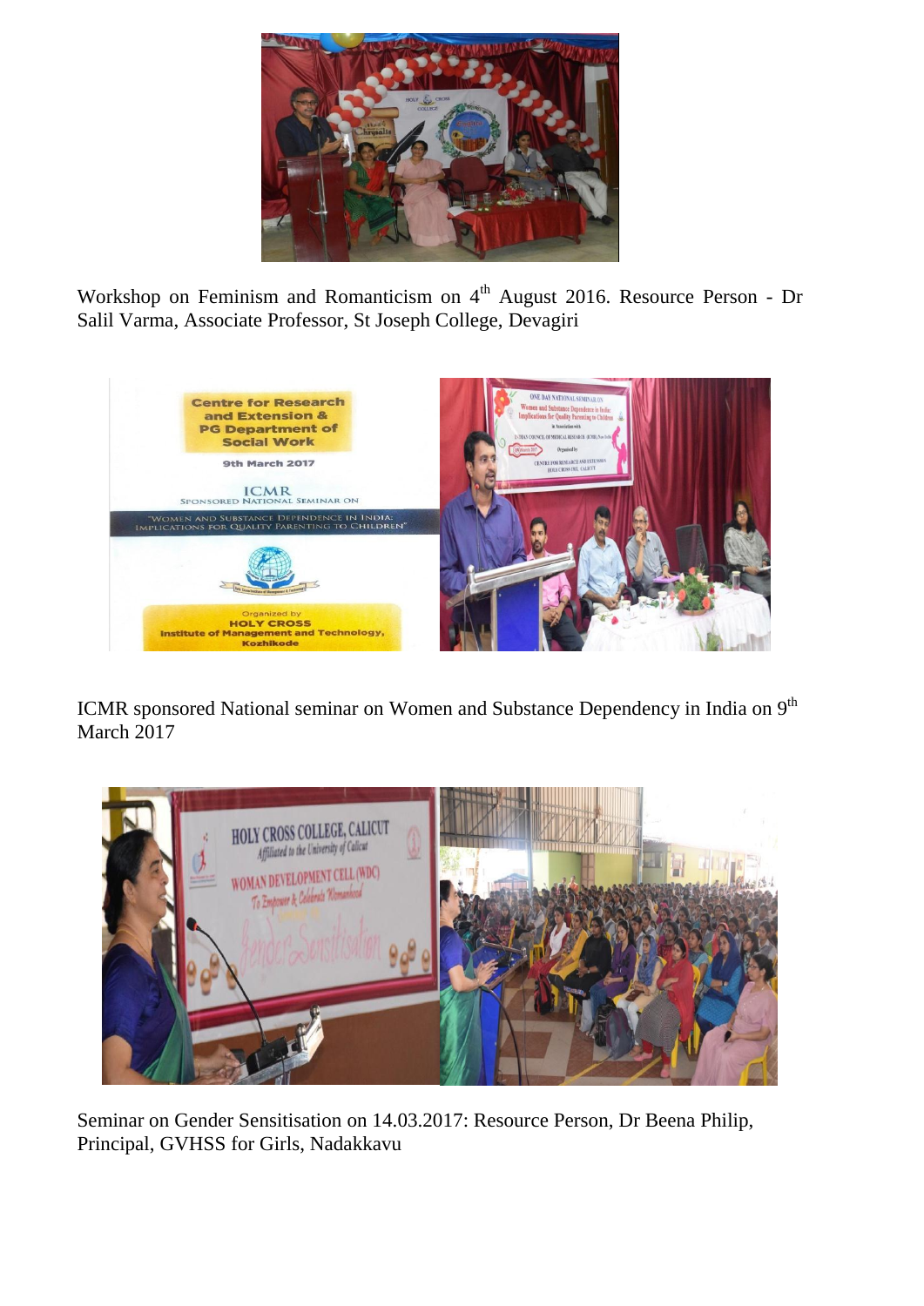Workshop on Feminism and Romanticism on 4th August 2016. Resource Person - Dr Salil Varma, Associate Professor, St Joseph College, Devagiri

ICMR sponsored National seminar on Women and Substance Dependency in India on 9th March 2017

Seminar on Gender Sensitisation on 14.03.2017: Resource Person, Dr Beena Philip, Principal, GVHSS for Girls, Nadakkavu